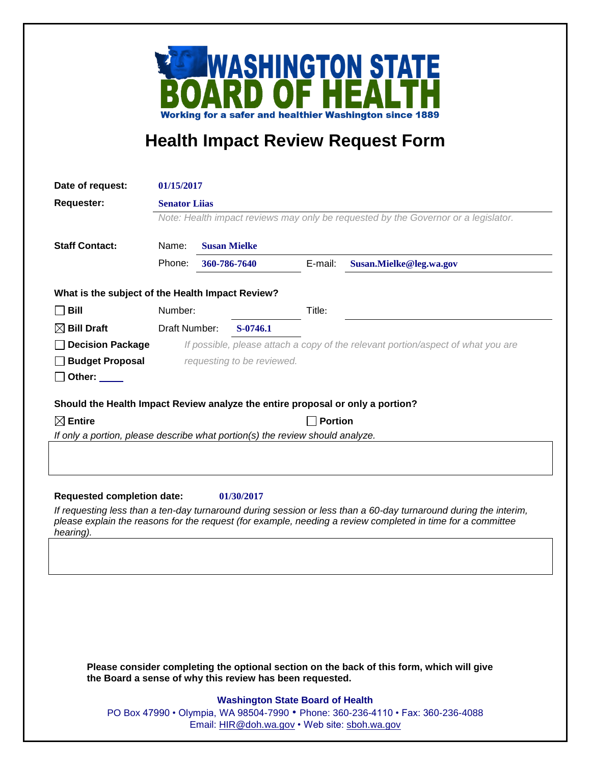**WASHINGTON STATE BOARD OF HEALTH**

Working for a safer and healthier Washington since 1889

# Health Impact Review Request Form

**Date of request:** 01/15/2017

**Requester:** Senator Liias

*Note: Health impact reviews may only be requested by the Governor or a legislator.*

**Staff Contact:**

Name: Susan Mielke

Phone: 360-786-7640 E-mail: Susan.Mielke@leg.wa.gov

**What is the subject of the Health Impact Review?**

☐ **Bill** Number: Title:

☒ **Bill Draft** Draft Number: S-0746.1

☐ **Decision Package**

☐ **Budget Proposal**

☐ **Other:** ____

*If possible, please attach a copy of the relevant portion/aspect of what you are requesting to be reviewed.*

**Should the Health Impact Review analyze the entire proposal or only a portion?**

☒ **Entire** ☐ **Portion**

*If only a portion, please describe what portion(s) the review should analyze.*

**Requested completion date:** 01/30/2017

*If requesting less than a ten-day turnaround during session or less than a 60-day turnaround during the interim, please explain the reasons for the request (for example, needing a review completed in time for a committee hearing).*

**Please consider completing the optional section on the back of this form, which will give the Board a sense of why this review has been requested.**

**Washington State Board of Health**

PO Box 47990 • Olympia, WA 98504-7990 • Phone: 360-236-4110 • Fax: 360-236-4088

Email: HIR@doh.wa.gov • Web site: sboh.wa.gov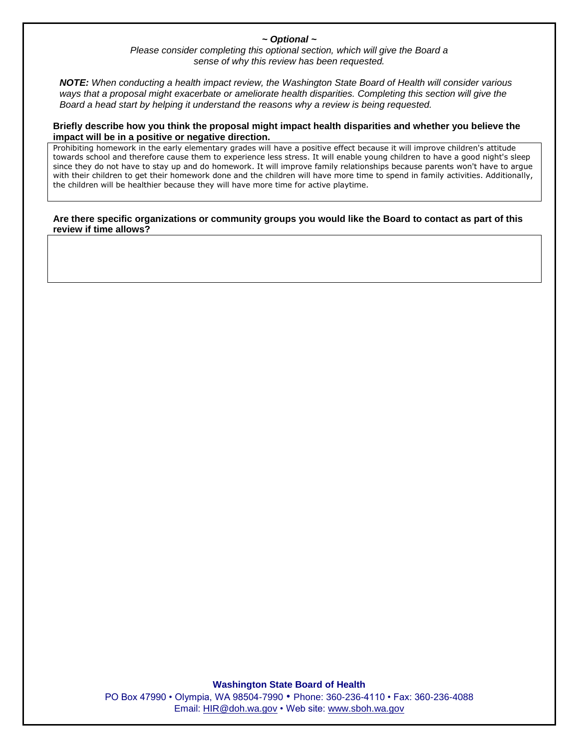***~ Optional ~***

*Please consider completing this optional section, which will give the Board a sense of why this review has been requested.*

***NOTE:*** *When conducting a health impact review, the Washington State Board of Health will consider various ways that a proposal might exacerbate or ameliorate health disparities. Completing this section will give the Board a head start by helping it understand the reasons why a review is being requested.*

**Briefly describe how you think the proposal might impact health disparities and whether you believe the impact will be in a positive or negative direction.**

Prohibiting homework in the early elementary grades will have a positive effect because it will improve children's attitude towards school and therefore cause them to experience less stress. It will enable young children to have a good night's sleep since they do not have to stay up and do homework. It will improve family relationships because parents won't have to argue with their children to get their homework done and the children will have more time to spend in family activities. Additionally, the children will be healthier because they will have more time for active playtime.

**Are there specific organizations or community groups you would like the Board to contact as part of this review if time allows?**

**Washington State Board of Health**

PO Box 47990 • Olympia, WA 98504-7990 • Phone: 360-236-4110 • Fax: 360-236-4088
Email: HIR@doh.wa.gov • Web site: www.sboh.wa.gov